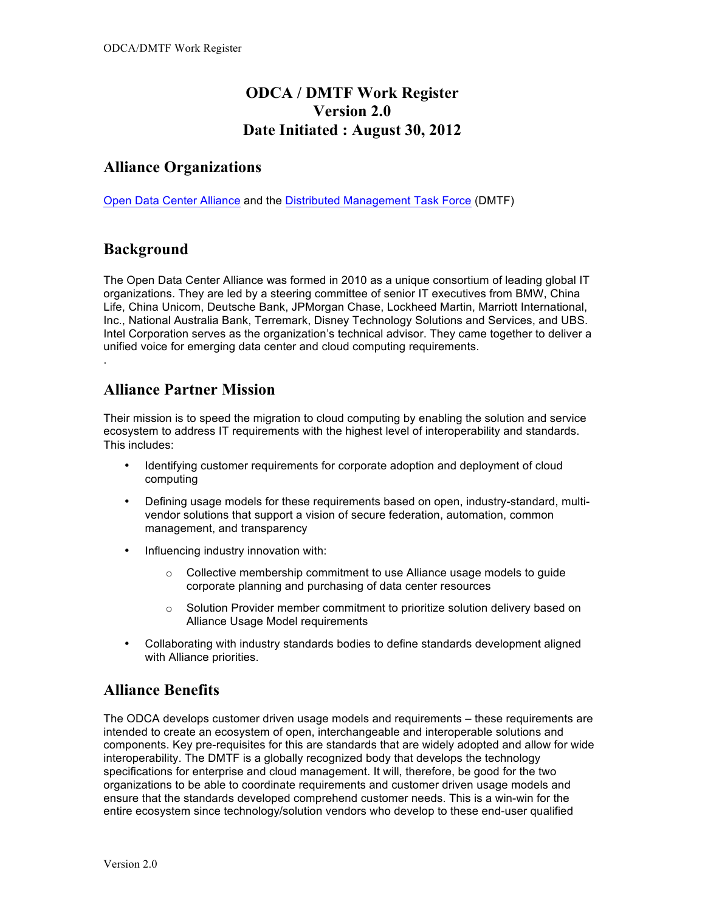# ODCA / DMTF Work Register
# Version 2.0
# Date Initiated : August 30, 2012

## Alliance Organizations

Open Data Center Alliance and the Distributed Management Task Force (DMTF)

## Background

The Open Data Center Alliance was formed in 2010 as a unique consortium of leading global IT organizations. They are led by a steering committee of senior IT executives from BMW, China Life, China Unicom, Deutsche Bank, JPMorgan Chase, Lockheed Martin, Marriott International, Inc., National Australia Bank, Terremark, Disney Technology Solutions and Services, and UBS. Intel Corporation serves as the organization's technical advisor. They came together to deliver a unified voice for emerging data center and cloud computing requirements.

.

## Alliance Partner Mission

Their mission is to speed the migration to cloud computing by enabling the solution and service ecosystem to address IT requirements with the highest level of interoperability and standards. This includes:

- Identifying customer requirements for corporate adoption and deployment of cloud computing
- Defining usage models for these requirements based on open, industry-standard, multi-vendor solutions that support a vision of secure federation, automation, common management, and transparency
- Influencing industry innovation with:
  - Collective membership commitment to use Alliance usage models to guide corporate planning and purchasing of data center resources
  - Solution Provider member commitment to prioritize solution delivery based on Alliance Usage Model requirements
- Collaborating with industry standards bodies to define standards development aligned with Alliance priorities.

## Alliance Benefits

The ODCA develops customer driven usage models and requirements – these requirements are intended to create an ecosystem of open, interchangeable and interoperable solutions and components. Key pre-requisites for this are standards that are widely adopted and allow for wide interoperability. The DMTF is a globally recognized body that develops the technology specifications for enterprise and cloud management. It will, therefore, be good for the two organizations to be able to coordinate requirements and customer driven usage models and ensure that the standards developed comprehend customer needs. This is a win-win for the entire ecosystem since technology/solution vendors who develop to these end-user qualified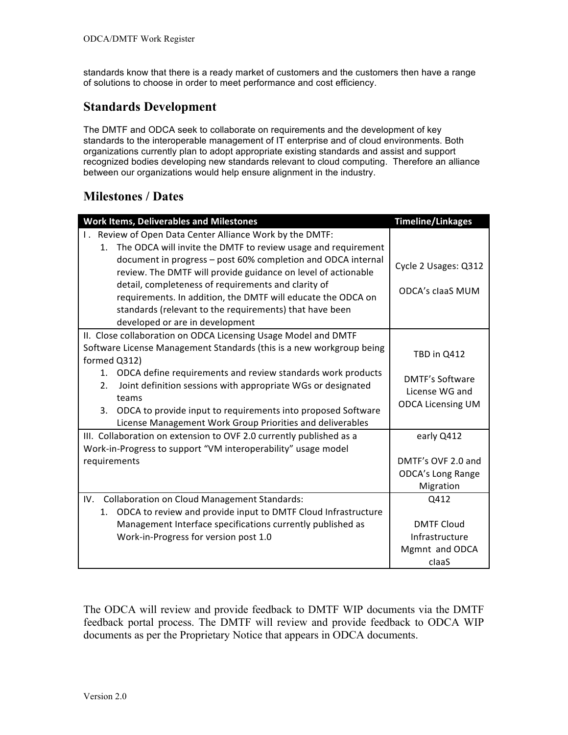standards know that there is a ready market of customers and the customers then have a range of solutions to choose in order to meet performance and cost efficiency.

## Standards Development

The DMTF and ODCA seek to collaborate on requirements and the development of key standards to the interoperable management of IT enterprise and of cloud environments. Both organizations currently plan to adopt appropriate existing standards and assist and support recognized bodies developing new standards relevant to cloud computing. Therefore an alliance between our organizations would help ensure alignment in the industry.

## Milestones / Dates

| Work Items, Deliverables and Milestones | Timeline/Linkages |
|---|---|
| I . Review of Open Data Center Alliance Work by the DMTF:<br>1. The ODCA will invite the DMTF to review usage and requirement document in progress – post 60% completion and ODCA internal review. The DMTF will provide guidance on level of actionable detail, completeness of requirements and clarity of requirements. In addition, the DMTF will educate the ODCA on standards (relevant to the requirements) that have been developed or are in development | Cycle 2 Usages: Q312<br><br>ODCA's cIaaS MUM |
| II. Close collaboration on ODCA Licensing Usage Model and DMTF Software License Management Standards (this is a new workgroup being formed Q312)<br>1. ODCA define requirements and review standards work products<br>2. Joint definition sessions with appropriate WGs or designated teams<br>3. ODCA to provide input to requirements into proposed Software License Management Work Group Priorities and deliverables | TBD in Q412<br><br>DMTF's Software License WG and ODCA Licensing UM |
| III. Collaboration on extension to OVF 2.0 currently published as a Work-in-Progress to support "VM interoperability" usage model requirements | early Q412<br><br>DMTF's OVF 2.0 and ODCA's Long Range Migration |
| IV. Collaboration on Cloud Management Standards:<br>1. ODCA to review and provide input to DMTF Cloud Infrastructure Management Interface specifications currently published as Work-in-Progress for version post 1.0 | Q412<br><br>DMTF Cloud Infrastructure Mgmnt and ODCA cIaaS |

The ODCA will review and provide feedback to DMTF WIP documents via the DMTF feedback portal process. The DMTF will review and provide feedback to ODCA WIP documents as per the Proprietary Notice that appears in ODCA documents.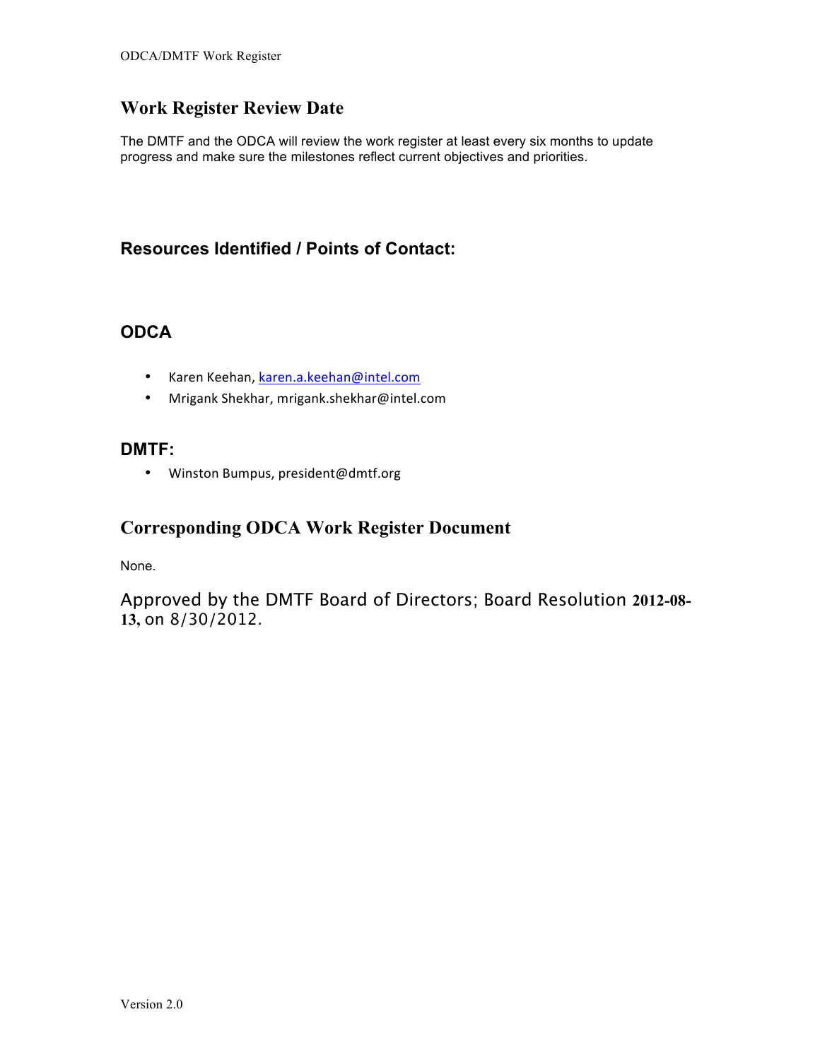## Work Register Review Date

The DMTF and the ODCA will review the work register at least every six months to update progress and make sure the milestones reflect current objectives and priorities.

### Resources Identified / Points of Contact:

### ODCA

- Karen Keehan, karen.a.keehan@intel.com
- Mrigank Shekhar, mrigank.shekhar@intel.com

### DMTF:

- Winston Bumpus, president@dmtf.org

## Corresponding ODCA Work Register Document

None.

Approved by the DMTF Board of Directors; Board Resolution **2012-08-13,** on 8/30/2012.